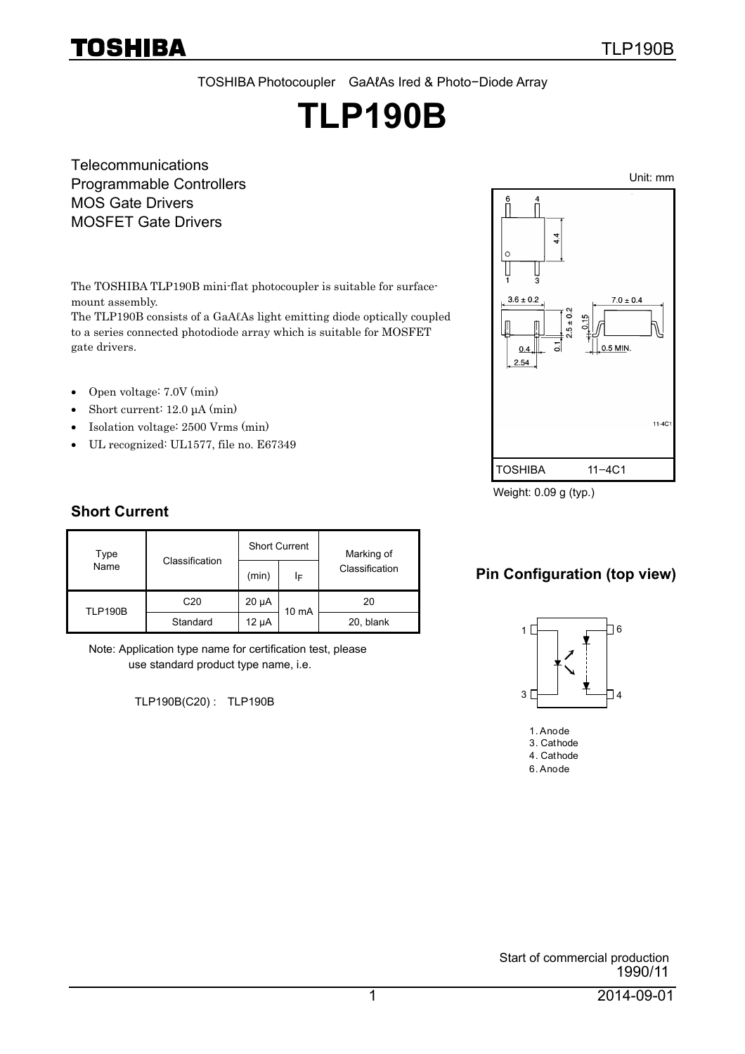TOSHIBA Photocoupler GaAℓAs Ired & Photo−Diode Array

# TLP190B

Telecommunications
Programmable Controllers
MOS Gate Drivers
MOSFET Gate Drivers

The TOSHIBA TLP190B mini-flat photocoupler is suitable for surface-mount assembly.
The TLP190B consists of a GaAℓAs light emitting diode optically coupled to a series connected photodiode array which is suitable for MOSFET gate drivers.

- Open voltage: 7.0V (min)
- Short current: 12.0 μA (min)
- Isolation voltage: 2500 Vrms (min)
- UL recognized: UL1577, file no. E67349

Unit: mm

TOSHIBA 11−4C1

Weight: 0.09 g (typ.)

## Short Current

| Type Name | Classification | Short Current | | Marking of Classification |
|---|---|---|---|---|
| | | (min) | $I_F$ | |
| TLP190B | C20 | 20 μA | 10 mA | 20 |
| | Standard | 12 μA | | 20, blank |

Note: Application type name for certification test, please use standard product type name, i.e.

TLP190B(C20) : TLP190B

## Pin Configuration (top view)

1. Anode
3. Cathode
4. Cathode
6. Anode

Start of commercial production
1990/11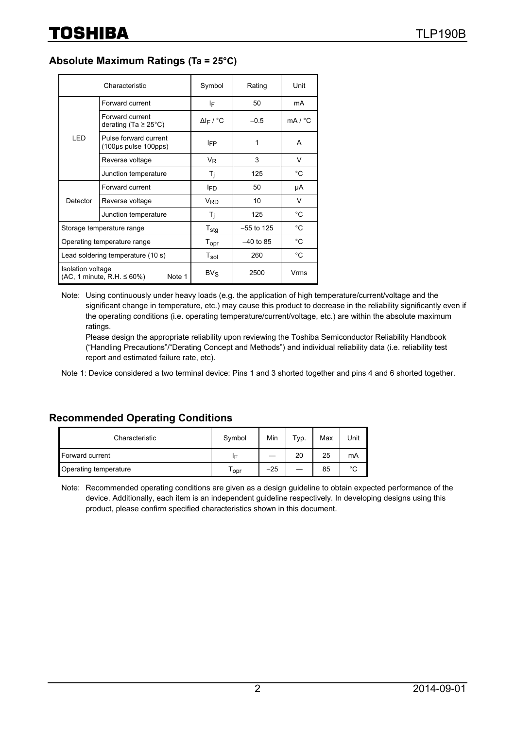## Absolute Maximum Ratings (Ta = 25°C)

| Characteristic | | Symbol | Rating | Unit |
|---|---|---|---|---|
| LED | Forward current | $I_F$ | 50 | mA |
| | Forward current derating (Ta ≥ 25°C) | $\Delta I_F$ / °C | −0.5 | mA / °C |
| | Pulse forward current (100μs pulse 100pps) | $I_{FP}$ | 1 | A |
| | Reverse voltage | $V_R$ | 3 | V |
| | Junction temperature | $T_j$ | 125 | °C |
| Detector | Forward current | $I_{FD}$ | 50 | μA |
| | Reverse voltage | $V_{RD}$ | 10 | V |
| | Junction temperature | $T_j$ | 125 | °C |
| Storage temperature range | | $T_{stg}$ | −55 to 125 | °C |
| Operating temperature range | | $T_{opr}$ | −40 to 85 | °C |
| Lead soldering temperature (10 s) | | $T_{sol}$ | 260 | °C |
| Isolation voltage (AC, 1 minute, R.H. ≤ 60%) Note 1 | | $BV_S$ | 2500 | Vrms |

Note: Using continuously under heavy loads (e.g. the application of high temperature/current/voltage and the significant change in temperature, etc.) may cause this product to decrease in the reliability significantly even if the operating conditions (i.e. operating temperature/current/voltage, etc.) are within the absolute maximum ratings.
Please design the appropriate reliability upon reviewing the Toshiba Semiconductor Reliability Handbook ("Handling Precautions"/"Derating Concept and Methods") and individual reliability data (i.e. reliability test report and estimated failure rate, etc).

Note 1: Device considered a two terminal device: Pins 1 and 3 shorted together and pins 4 and 6 shorted together.

## Recommended Operating Conditions

| Characteristic | Symbol | Min | Typ. | Max | Unit |
|---|---|---|---|---|---|
| Forward current | $I_F$ | — | 20 | 25 | mA |
| Operating temperature | $T_{opr}$ | −25 | — | 85 | °C |

Note: Recommended operating conditions are given as a design guideline to obtain expected performance of the device. Additionally, each item is an independent guideline respectively. In developing designs using this product, please confirm specified characteristics shown in this document.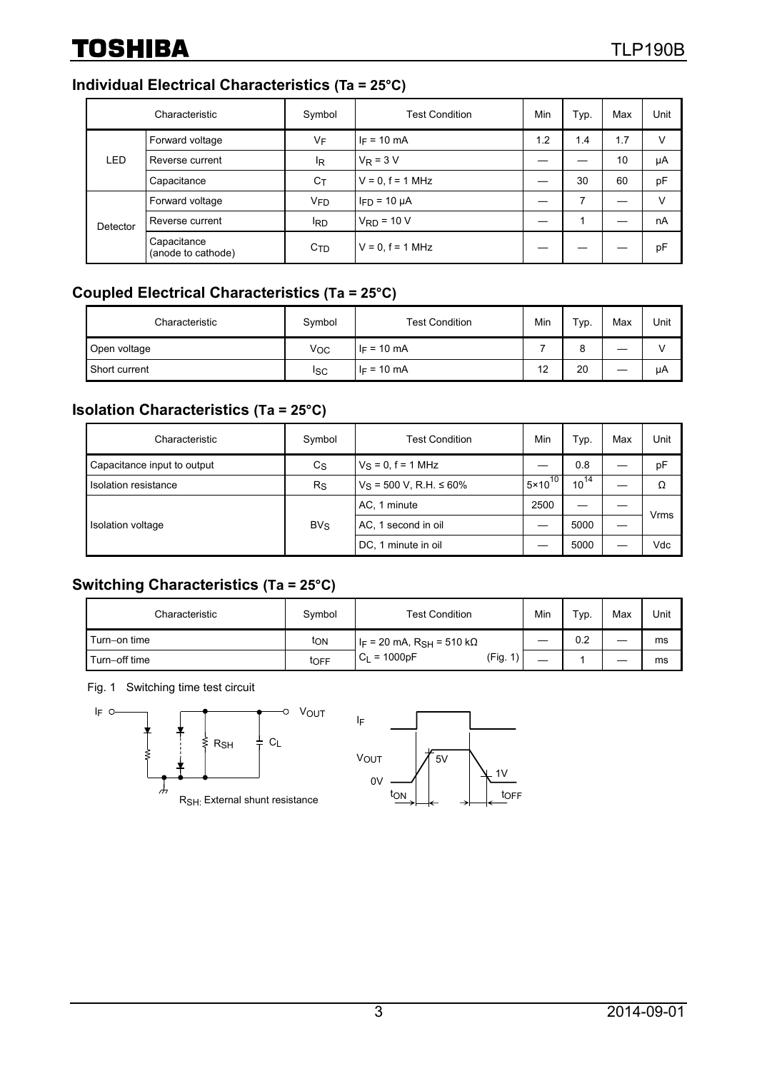## Individual Electrical Characteristics (Ta = 25°C)

| Characteristic | | Symbol | Test Condition | Min | Typ. | Max | Unit |
|---|---|---|---|---|---|---|---|
| LED | Forward voltage | $V_F$ | $I_F = 10$ mA | 1.2 | 1.4 | 1.7 | V |
| | Reverse current | $I_R$ | $V_R = 3$ V | — | — | 10 | μA |
| | Capacitance | $C_T$ | V = 0, f = 1 MHz | — | 30 | 60 | pF |
| Detector | Forward voltage | $V_{FD}$ | $I_{FD} = 10$ μA | — | 7 | — | V |
| | Reverse current | $I_{RD}$ | $V_{RD} = 10$ V | — | 1 | — | nA |
| | Capacitance (anode to cathode) | $C_{TD}$ | V = 0, f = 1 MHz | — | — | — | pF |

## Coupled Electrical Characteristics (Ta = 25°C)

| Characteristic | Symbol | Test Condition | Min | Typ. | Max | Unit |
|---|---|---|---|---|---|---|
| Open voltage | $V_{OC}$ | $I_F = 10$ mA | 7 | 8 | — | V |
| Short current | $I_{SC}$ | $I_F = 10$ mA | 12 | 20 | — | μA |

## Isolation Characteristics (Ta = 25°C)

| Characteristic | Symbol | Test Condition | Min | Typ. | Max | Unit |
|---|---|---|---|---|---|---|
| Capacitance input to output | $C_S$ | $V_S = 0$, f = 1 MHz | — | 0.8 | — | pF |
| Isolation resistance | $R_S$ | $V_S = 500$ V, R.H. ≤ 60% | $5\times10^{10}$ | $10^{14}$ | — | Ω |
| Isolation voltage | $BV_S$ | AC, 1 minute | 2500 | — | — | Vrms |
| | | AC, 1 second in oil | — | 5000 | — | Vrms |
| | | DC, 1 minute in oil | — | 5000 | — | Vdc |

## Switching Characteristics (Ta = 25°C)

| Characteristic | Symbol | Test Condition | Min | Typ. | Max | Unit |
|---|---|---|---|---|---|---|
| Turn−on time | $t_{ON}$ | $I_F = 20$ mA, $R_{SH} = 510$ kΩ, $C_L = 1000$pF (Fig. 1) | — | 0.2 | — | ms |
| Turn−off time | $t_{OFF}$ | | — | 1 | — | ms |

Fig. 1 Switching time test circuit

$R_{SH}$: External shunt resistance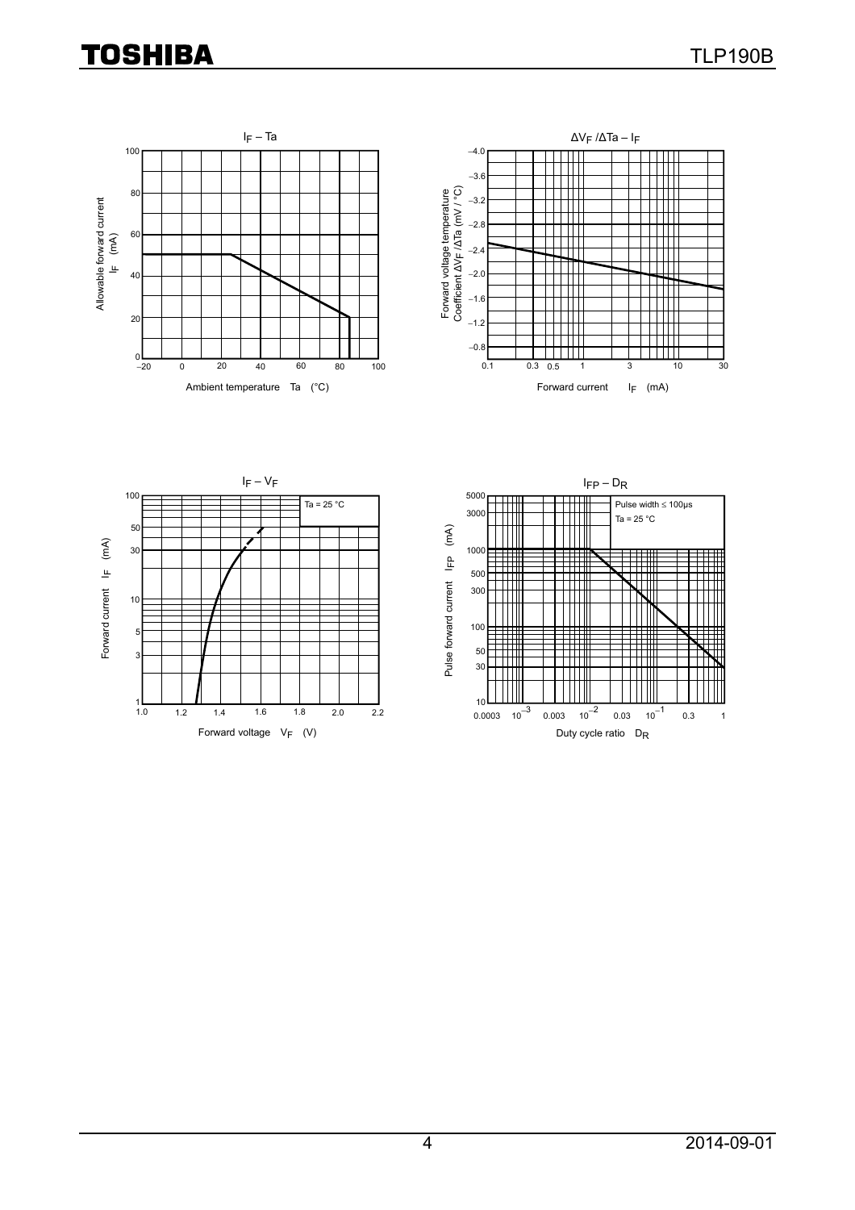### $I_F$ – Ta

Allowable forward current $I_F$ (mA)

Ambient temperature Ta (°C)

### $\Delta V_F / \Delta Ta$ – $I_F$

Forward voltage temperature Coefficient $\Delta V_F / \Delta Ta$ (mV / °C)

Forward current $I_F$ (mA)

### $I_F$ – $V_F$

Ta = 25 °C

Forward current $I_F$ (mA)

Forward voltage $V_F$ (V)

### $I_{FP}$ – $D_R$

Pulse width ≤ 100μs

Ta = 25 °C

Pulse forward current $I_{FP}$ (mA)

Duty cycle ratio $D_R$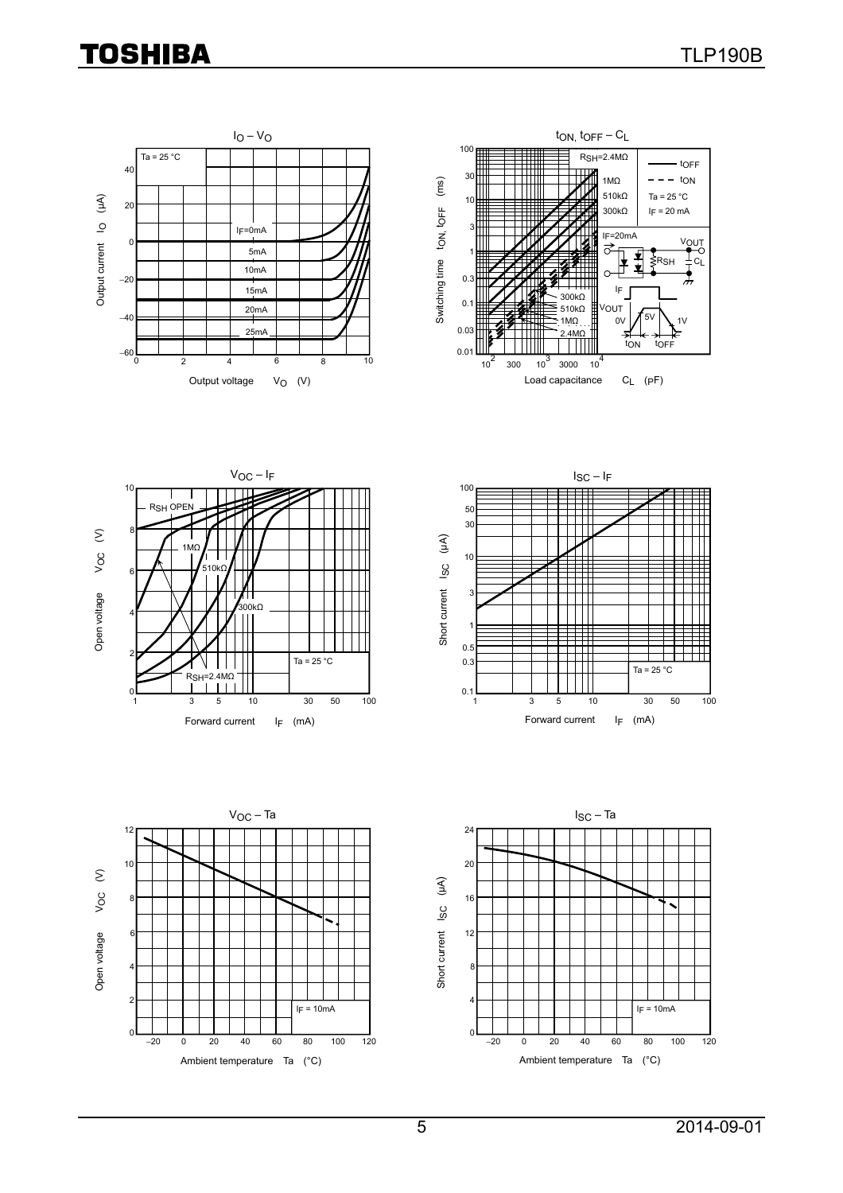$I_O$ – $V_O$

Ta = 25 °C

Output current $I_O$ (μA)

Output voltage $V_O$ (V)

$I_F$=0mA, 5mA, 10mA, 15mA, 20mA, 25mA

$t_{ON}$, $t_{OFF}$ – $C_L$

Switching time $t_{ON}$, $t_{OFF}$ (ms)

Load capacitance $C_L$ (pF)

$R_{SH}$=2.4MΩ, 1MΩ, 510kΩ, 300kΩ

$t_{OFF}$, $t_{ON}$

Ta = 25 °C

$I_F$ = 20 mA

$V_{OC}$ – $I_F$

Open voltage $V_{OC}$ (V)

Forward current $I_F$ (mA)

$R_{SH}$ OPEN, 1MΩ, 510kΩ, 300kΩ, $R_{SH}$=2.4MΩ

Ta = 25 °C

$I_{SC}$ – $I_F$

Short current $I_{SC}$ (μA)

Forward current $I_F$ (mA)

Ta = 25 °C

$V_{OC}$ – Ta

Open voltage $V_{OC}$ (V)

Ambient temperature Ta (°C)

$I_F$ = 10mA

$I_{SC}$ – Ta

Short current $I_{SC}$ (μA)

Ambient temperature Ta (°C)

$I_F$ = 10mA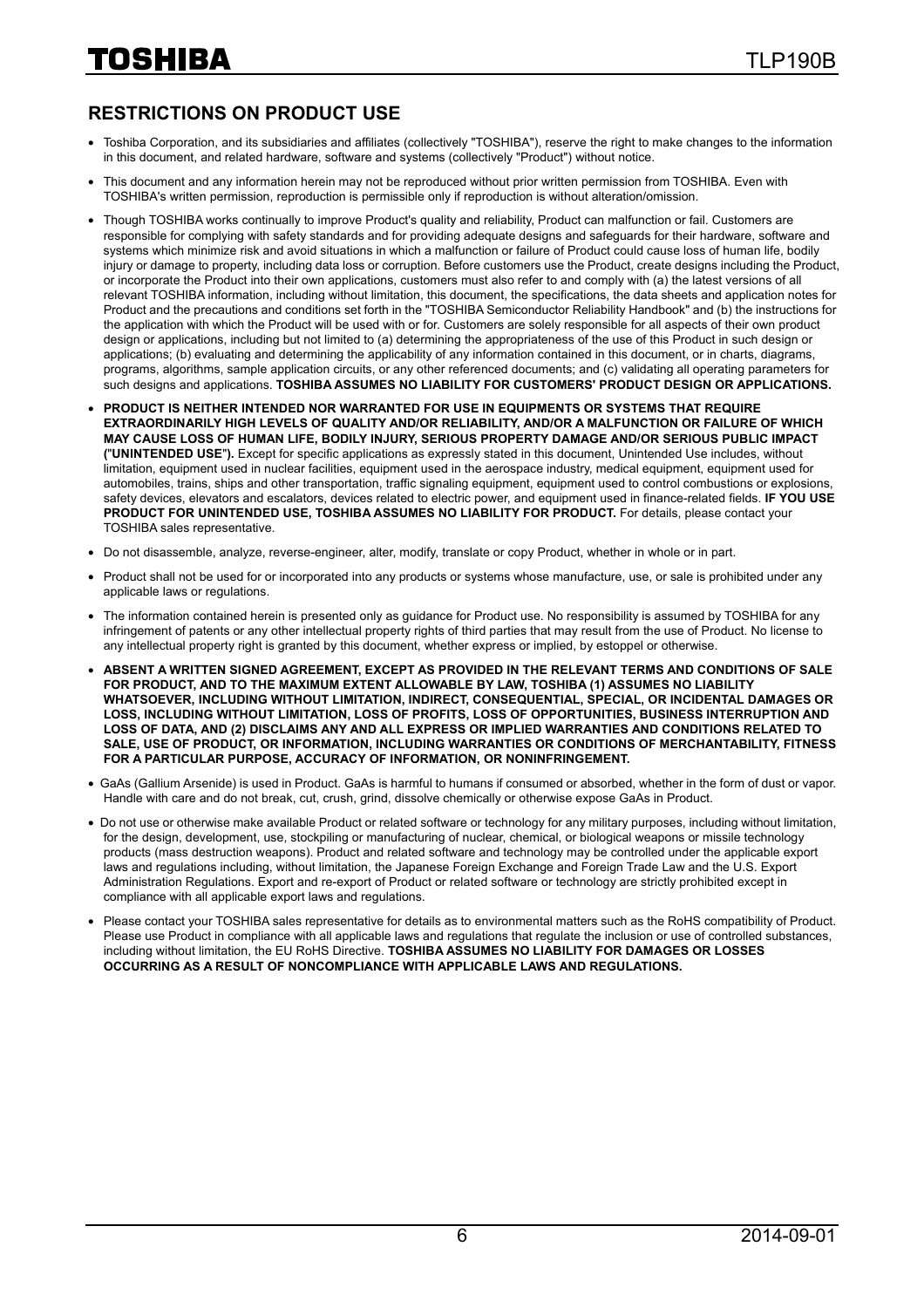## RESTRICTIONS ON PRODUCT USE

- Toshiba Corporation, and its subsidiaries and affiliates (collectively "TOSHIBA"), reserve the right to make changes to the information in this document, and related hardware, software and systems (collectively "Product") without notice.
- This document and any information herein may not be reproduced without prior written permission from TOSHIBA. Even with TOSHIBA's written permission, reproduction is permissible only if reproduction is without alteration/omission.
- Though TOSHIBA works continually to improve Product's quality and reliability, Product can malfunction or fail. Customers are responsible for complying with safety standards and for providing adequate designs and safeguards for their hardware, software and systems which minimize risk and avoid situations in which a malfunction or failure of Product could cause loss of human life, bodily injury or damage to property, including data loss or corruption. Before customers use the Product, create designs including the Product, or incorporate the Product into their own applications, customers must also refer to and comply with (a) the latest versions of all relevant TOSHIBA information, including without limitation, this document, the specifications, the data sheets and application notes for Product and the precautions and conditions set forth in the "TOSHIBA Semiconductor Reliability Handbook" and (b) the instructions for the application with which the Product will be used with or for. Customers are solely responsible for all aspects of their own product design or applications, including but not limited to (a) determining the appropriateness of the use of this Product in such design or applications; (b) evaluating and determining the applicability of any information contained in this document, or in charts, diagrams, programs, algorithms, sample application circuits, or any other referenced documents; and (c) validating all operating parameters for such designs and applications. **TOSHIBA ASSUMES NO LIABILITY FOR CUSTOMERS' PRODUCT DESIGN OR APPLICATIONS.**
- **PRODUCT IS NEITHER INTENDED NOR WARRANTED FOR USE IN EQUIPMENTS OR SYSTEMS THAT REQUIRE EXTRAORDINARILY HIGH LEVELS OF QUALITY AND/OR RELIABILITY, AND/OR A MALFUNCTION OR FAILURE OF WHICH MAY CAUSE LOSS OF HUMAN LIFE, BODILY INJURY, SERIOUS PROPERTY DAMAGE AND/OR SERIOUS PUBLIC IMPACT ("UNINTENDED USE").** Except for specific applications as expressly stated in this document, Unintended Use includes, without limitation, equipment used in nuclear facilities, equipment used in the aerospace industry, medical equipment, equipment used for automobiles, trains, ships and other transportation, traffic signaling equipment, equipment used to control combustions or explosions, safety devices, elevators and escalators, devices related to electric power, and equipment used in finance-related fields. **IF YOU USE PRODUCT FOR UNINTENDED USE, TOSHIBA ASSUMES NO LIABILITY FOR PRODUCT.** For details, please contact your TOSHIBA sales representative.
- Do not disassemble, analyze, reverse-engineer, alter, modify, translate or copy Product, whether in whole or in part.
- Product shall not be used for or incorporated into any products or systems whose manufacture, use, or sale is prohibited under any applicable laws or regulations.
- The information contained herein is presented only as guidance for Product use. No responsibility is assumed by TOSHIBA for any infringement of patents or any other intellectual property rights of third parties that may result from the use of Product. No license to any intellectual property right is granted by this document, whether express or implied, by estoppel or otherwise.
- **ABSENT A WRITTEN SIGNED AGREEMENT, EXCEPT AS PROVIDED IN THE RELEVANT TERMS AND CONDITIONS OF SALE FOR PRODUCT, AND TO THE MAXIMUM EXTENT ALLOWABLE BY LAW, TOSHIBA (1) ASSUMES NO LIABILITY WHATSOEVER, INCLUDING WITHOUT LIMITATION, INDIRECT, CONSEQUENTIAL, SPECIAL, OR INCIDENTAL DAMAGES OR LOSS, INCLUDING WITHOUT LIMITATION, LOSS OF PROFITS, LOSS OF OPPORTUNITIES, BUSINESS INTERRUPTION AND LOSS OF DATA, AND (2) DISCLAIMS ANY AND ALL EXPRESS OR IMPLIED WARRANTIES AND CONDITIONS RELATED TO SALE, USE OF PRODUCT, OR INFORMATION, INCLUDING WARRANTIES OR CONDITIONS OF MERCHANTABILITY, FITNESS FOR A PARTICULAR PURPOSE, ACCURACY OF INFORMATION, OR NONINFRINGEMENT.**
- GaAs (Gallium Arsenide) is used in Product. GaAs is harmful to humans if consumed or absorbed, whether in the form of dust or vapor. Handle with care and do not break, cut, crush, grind, dissolve chemically or otherwise expose GaAs in Product.
- Do not use or otherwise make available Product or related software or technology for any military purposes, including without limitation, for the design, development, use, stockpiling or manufacturing of nuclear, chemical, or biological weapons or missile technology products (mass destruction weapons). Product and related software and technology may be controlled under the applicable export laws and regulations including, without limitation, the Japanese Foreign Exchange and Foreign Trade Law and the U.S. Export Administration Regulations. Export and re-export of Product or related software or technology are strictly prohibited except in compliance with all applicable export laws and regulations.
- Please contact your TOSHIBA sales representative for details as to environmental matters such as the RoHS compatibility of Product. Please use Product in compliance with all applicable laws and regulations that regulate the inclusion or use of controlled substances, including without limitation, the EU RoHS Directive. **TOSHIBA ASSUMES NO LIABILITY FOR DAMAGES OR LOSSES OCCURRING AS A RESULT OF NONCOMPLIANCE WITH APPLICABLE LAWS AND REGULATIONS.**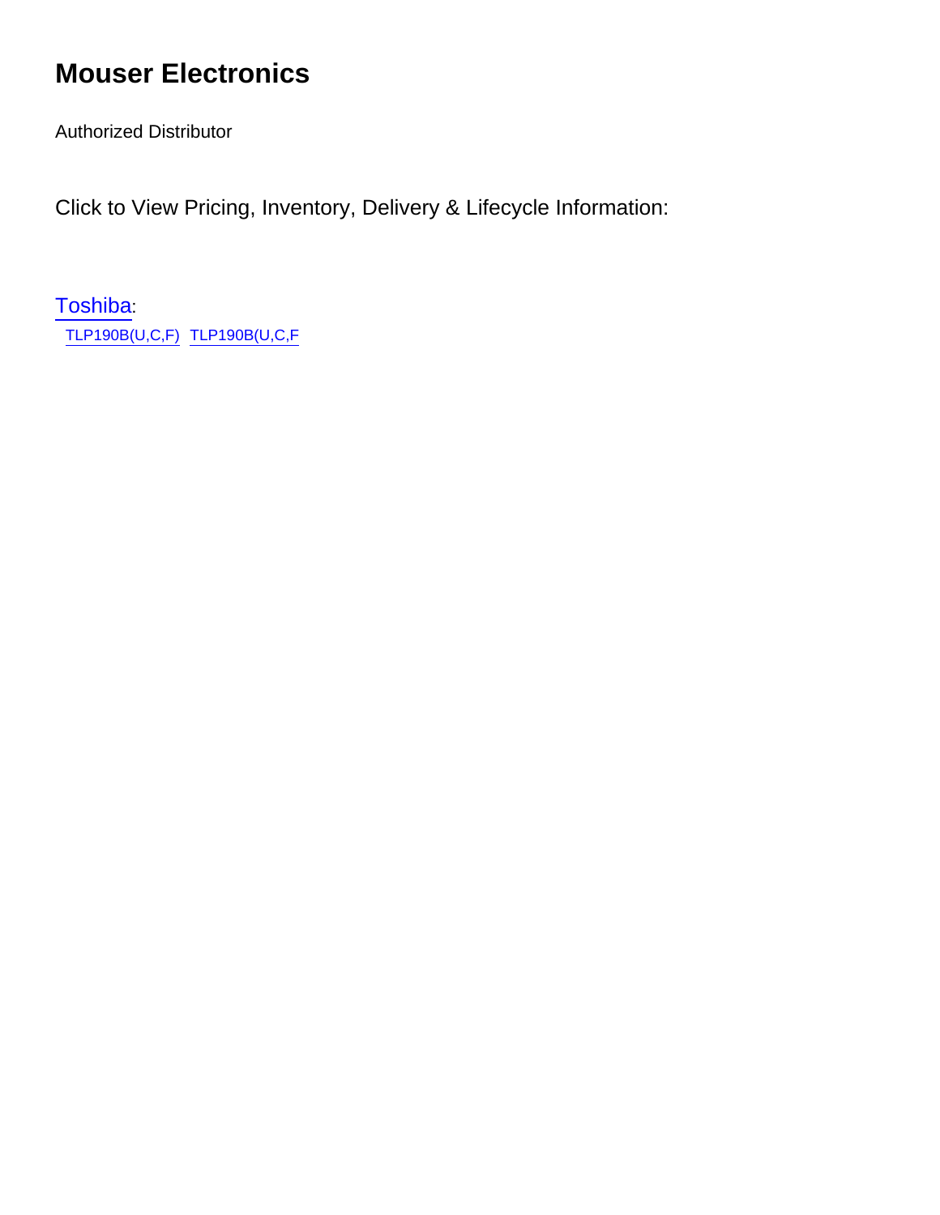# Mouser Electronics

Authorized Distributor

Click to View Pricing, Inventory, Delivery & Lifecycle Information:

Toshiba:

TLP190B(U,C,F) TLP190B(U,C,F